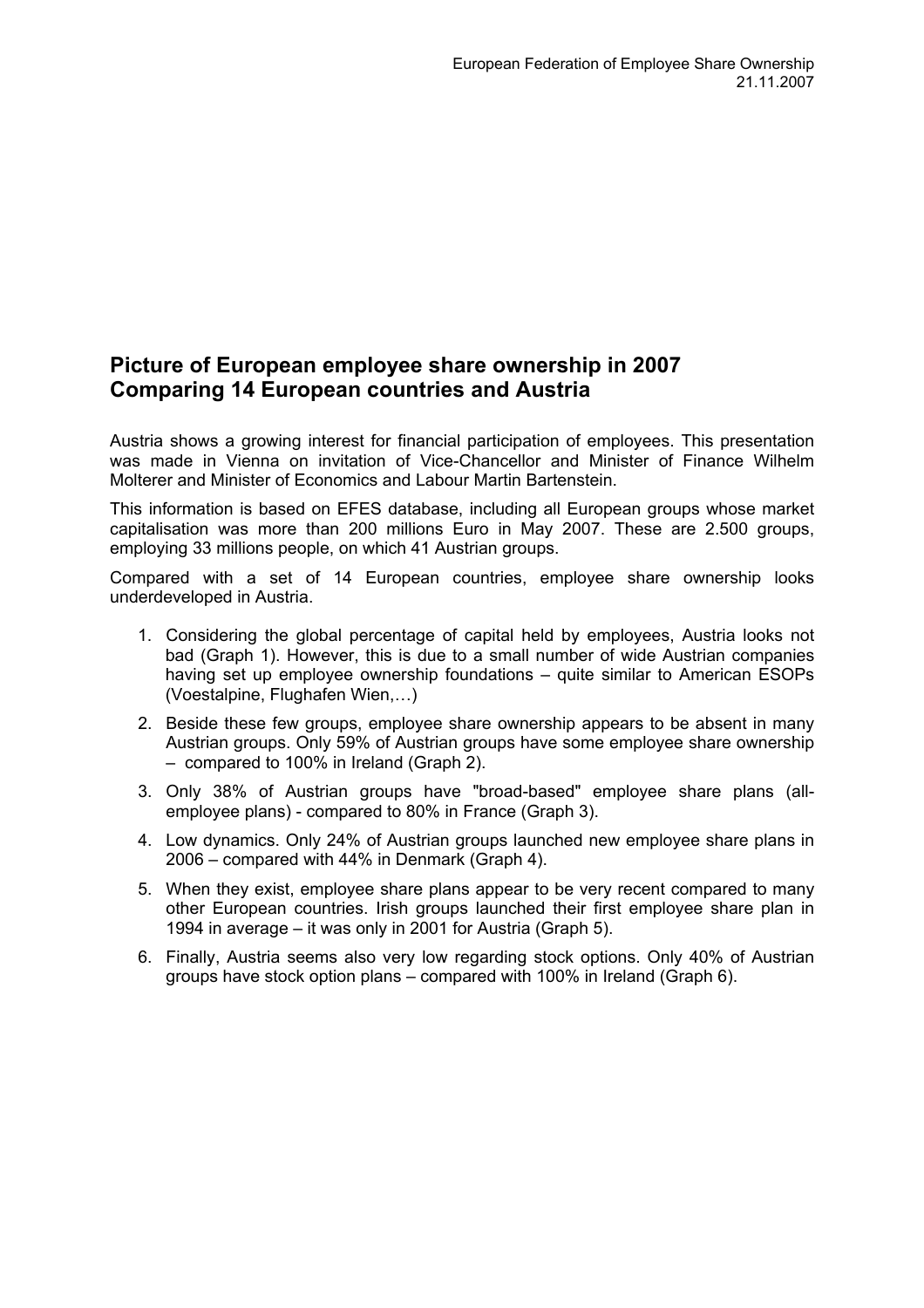European Federation of Employee Share Ownership
21.11.2007

## Picture of European employee share ownership in 2007
## Comparing 14 European countries and Austria

Austria shows a growing interest for financial participation of employees. This presentation was made in Vienna on invitation of Vice-Chancellor and Minister of Finance Wilhelm Molterer and Minister of Economics and Labour Martin Bartenstein.

This information is based on EFES database, including all European groups whose market capitalisation was more than 200 millions Euro in May 2007. These are 2.500 groups, employing 33 millions people, on which 41 Austrian groups.

Compared with a set of 14 European countries, employee share ownership looks underdeveloped in Austria.

1. Considering the global percentage of capital held by employees, Austria looks not bad (Graph 1). However, this is due to a small number of wide Austrian companies having set up employee ownership foundations – quite similar to American ESOPs (Voestalpine, Flughafen Wien,…)
2. Beside these few groups, employee share ownership appears to be absent in many Austrian groups. Only 59% of Austrian groups have some employee share ownership – compared to 100% in Ireland (Graph 2).
3. Only 38% of Austrian groups have "broad-based" employee share plans (all-employee plans) - compared to 80% in France (Graph 3).
4. Low dynamics. Only 24% of Austrian groups launched new employee share plans in 2006 – compared with 44% in Denmark (Graph 4).
5. When they exist, employee share plans appear to be very recent compared to many other European countries. Irish groups launched their first employee share plan in 1994 in average – it was only in 2001 for Austria (Graph 5).
6. Finally, Austria seems also very low regarding stock options. Only 40% of Austrian groups have stock option plans – compared with 100% in Ireland (Graph 6).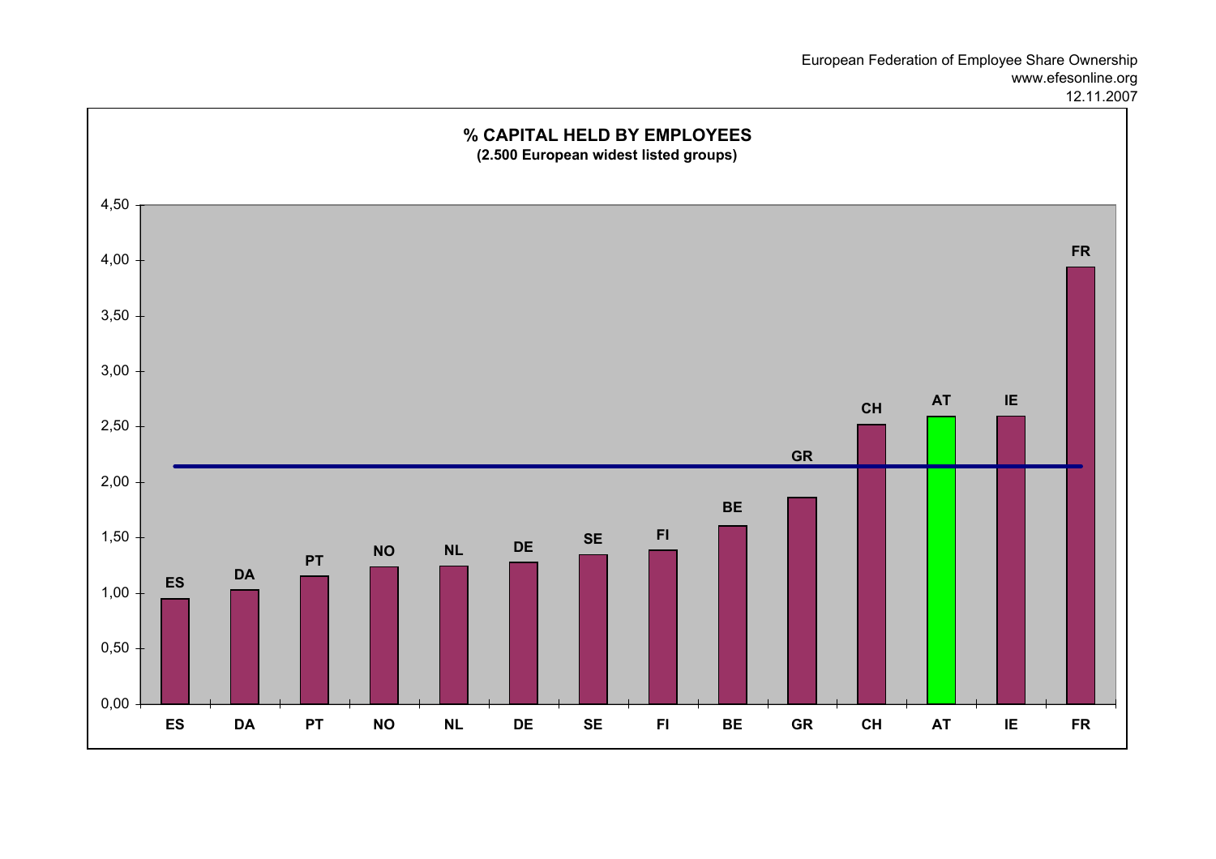European Federation of Employee Share Ownership
www.efesonline.org
12.11.2007

**% CAPITAL HELD BY EMPLOYEES**
**(2.500 European widest listed groups)**

4,50
4,00
3,50
3,00
2,50
2,00
1,50
1,00
0,50
0,00

ES DA PT NO NL DE SE FI BE GR CH AT IE FR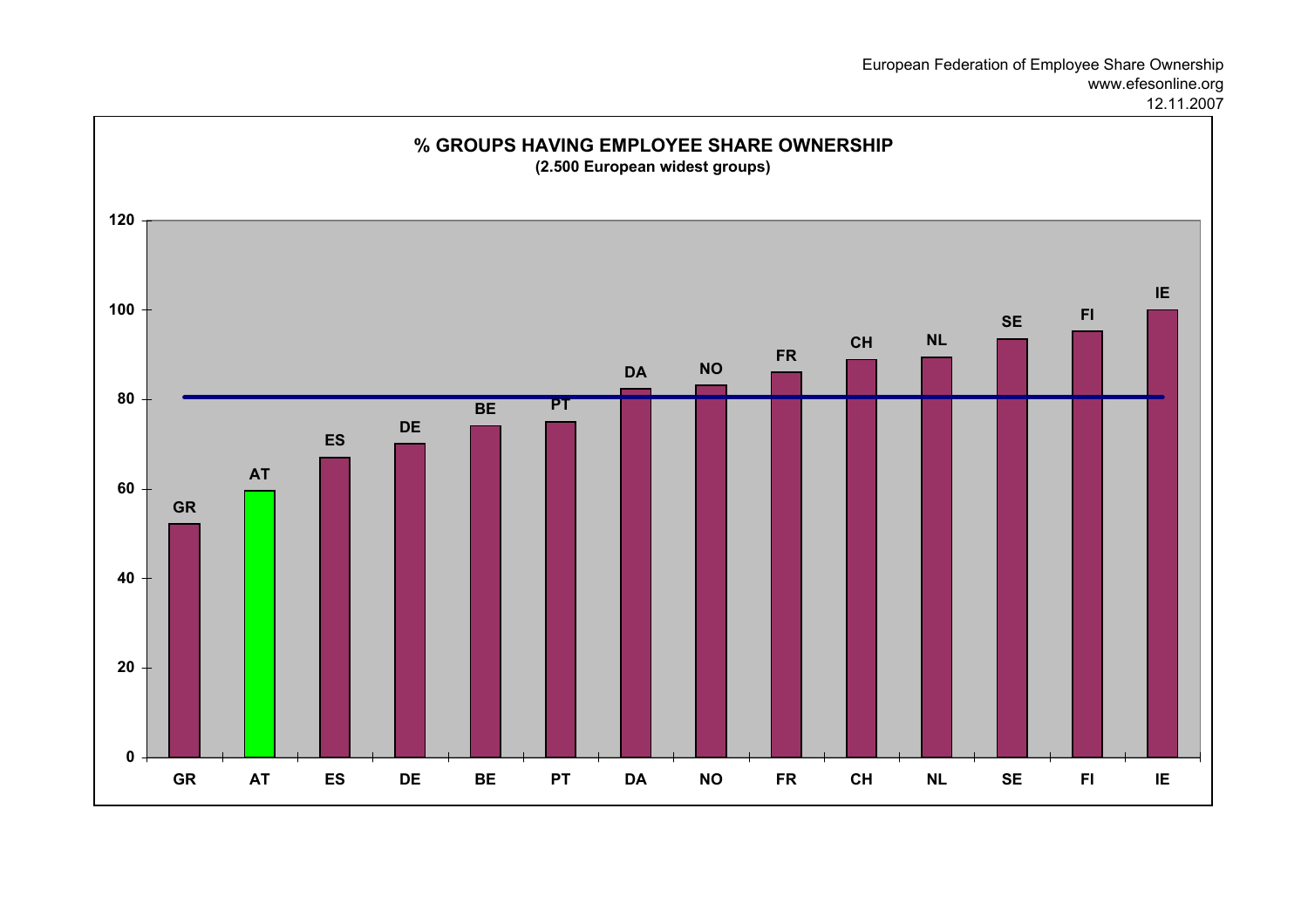European Federation of Employee Share Ownership
www.efesonline.org
12.11.2007

## % GROUPS HAVING EMPLOYEE SHARE OWNERSHIP

**(2.500 European widest groups)**

| Country | % |
|---|---|
| GR | 52 |
| AT | 60 |
| ES | 67 |
| DE | 70 |
| BE | 74 |
| PT | 75 |
| DA | 82 |
| NO | 83 |
| FR | 86 |
| CH | 89 |
| NL | 89 |
| SE | 93 |
| FI | 95 |
| IE | 100 |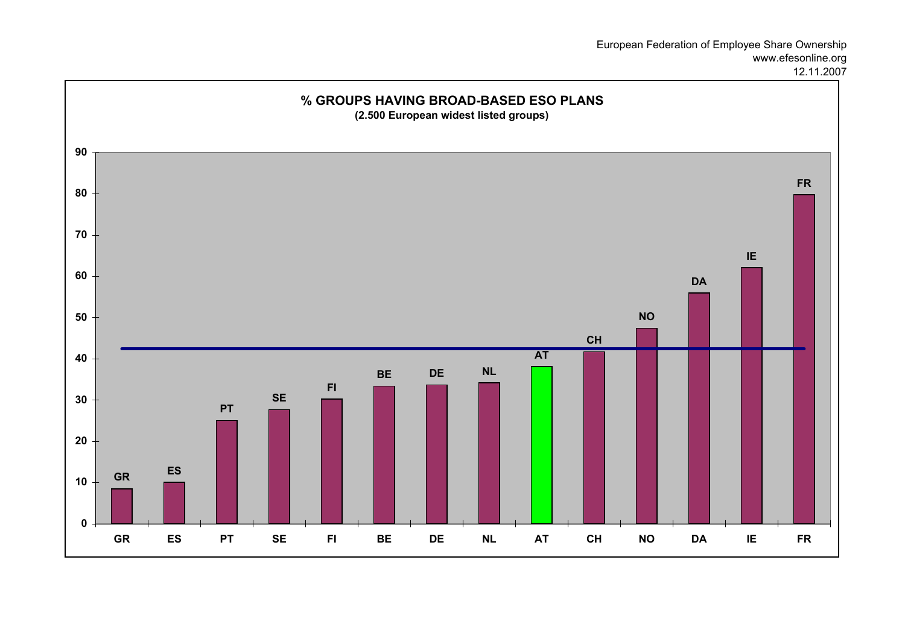European Federation of Employee Share Ownership
www.efesonline.org
12.11.2007

**% GROUPS HAVING BROAD-BASED ESO PLANS**
**(2.500 European widest listed groups)**

| Country | % (approx.) |
|---|---|
| GR | 8.5 |
| ES | 10 |
| PT | 25 |
| SE | 27.5 |
| FI | 30 |
| BE | 33 |
| DE | 33.5 |
| NL | 34 |
| AT | 38 |
| CH | 41.5 |
| NO | 47 |
| DA | 56 |
| IE | 62 |
| FR | 80 |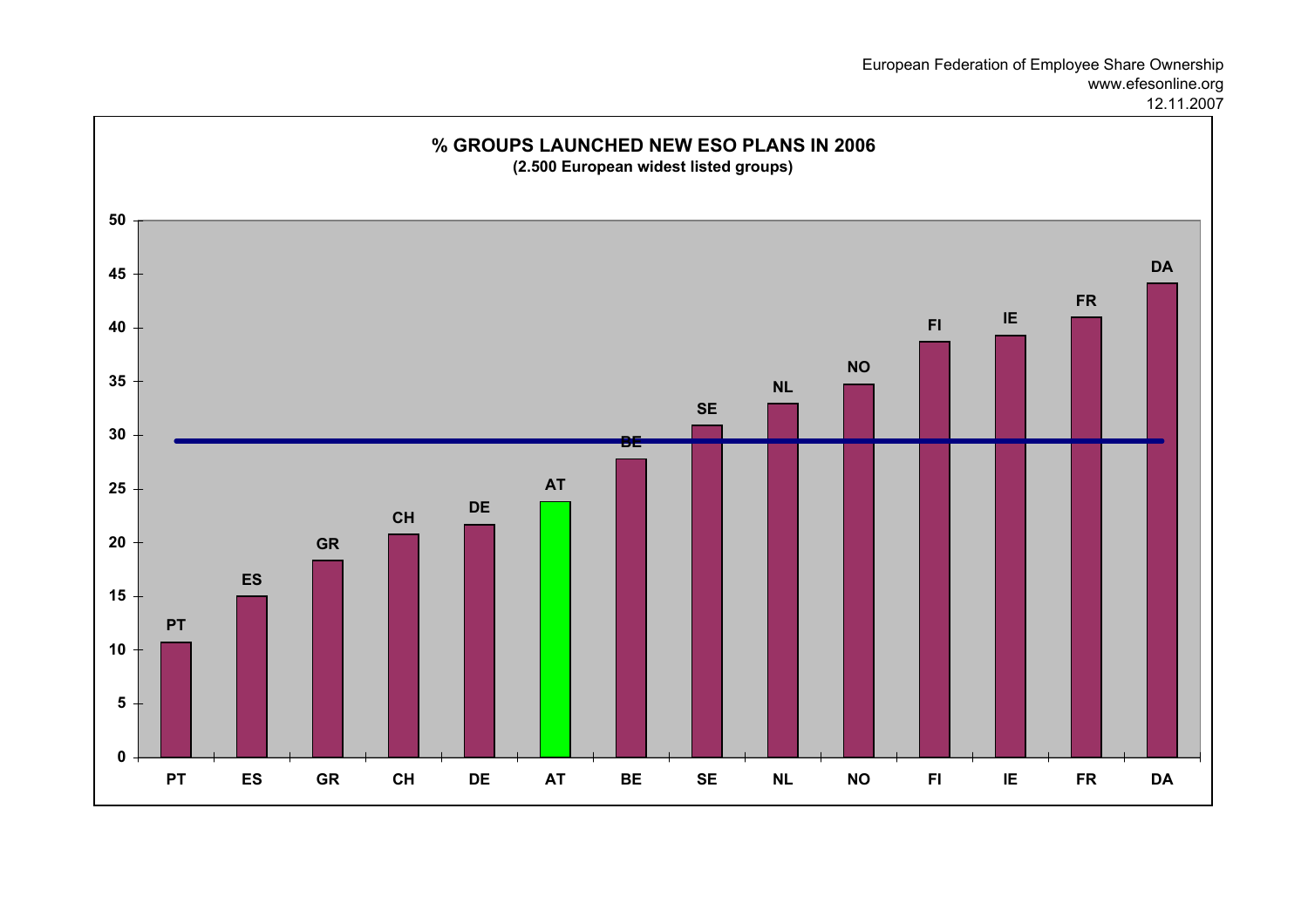European Federation of Employee Share Ownership
www.efesonline.org
12.11.2007

## % GROUPS LAUNCHED NEW ESO PLANS IN 2006

**(2.500 European widest listed groups)**

| Country | % |
|---|---|
| PT | ~11 |
| ES | ~15 |
| GR | ~18 |
| CH | ~21 |
| DE | ~22 |
| AT | ~24 |
| BE | ~28 |
| SE | ~31 |
| NL | ~33 |
| NO | ~35 |
| FI | ~39 |
| IE | ~39 |
| FR | ~41 |
| DA | ~44 |

Average line: ~29.5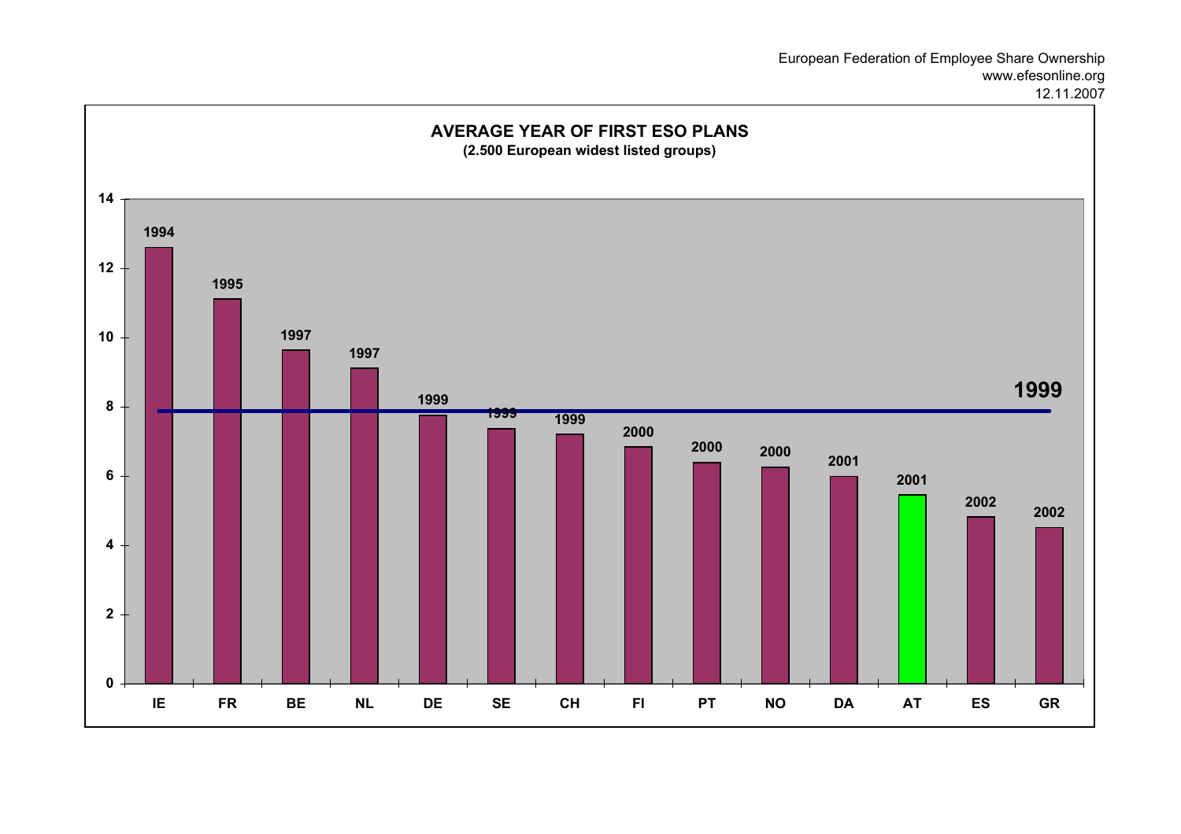European Federation of Employee Share Ownership
www.efesonline.org
12.11.2007

## AVERAGE YEAR OF FIRST ESO PLANS

**(2.500 European widest listed groups)**

| Country | Average year of first ESO plans |
|---|---|
| IE | 1994 |
| FR | 1995 |
| BE | 1997 |
| NL | 1997 |
| DE | 1999 |
| SE | 1999 |
| CH | 1999 |
| FI | 2000 |
| PT | 2000 |
| NO | 2000 |
| DA | 2001 |
| AT | 2001 |
| ES | 2002 |
| GR | 2002 |
| Average | 1999 |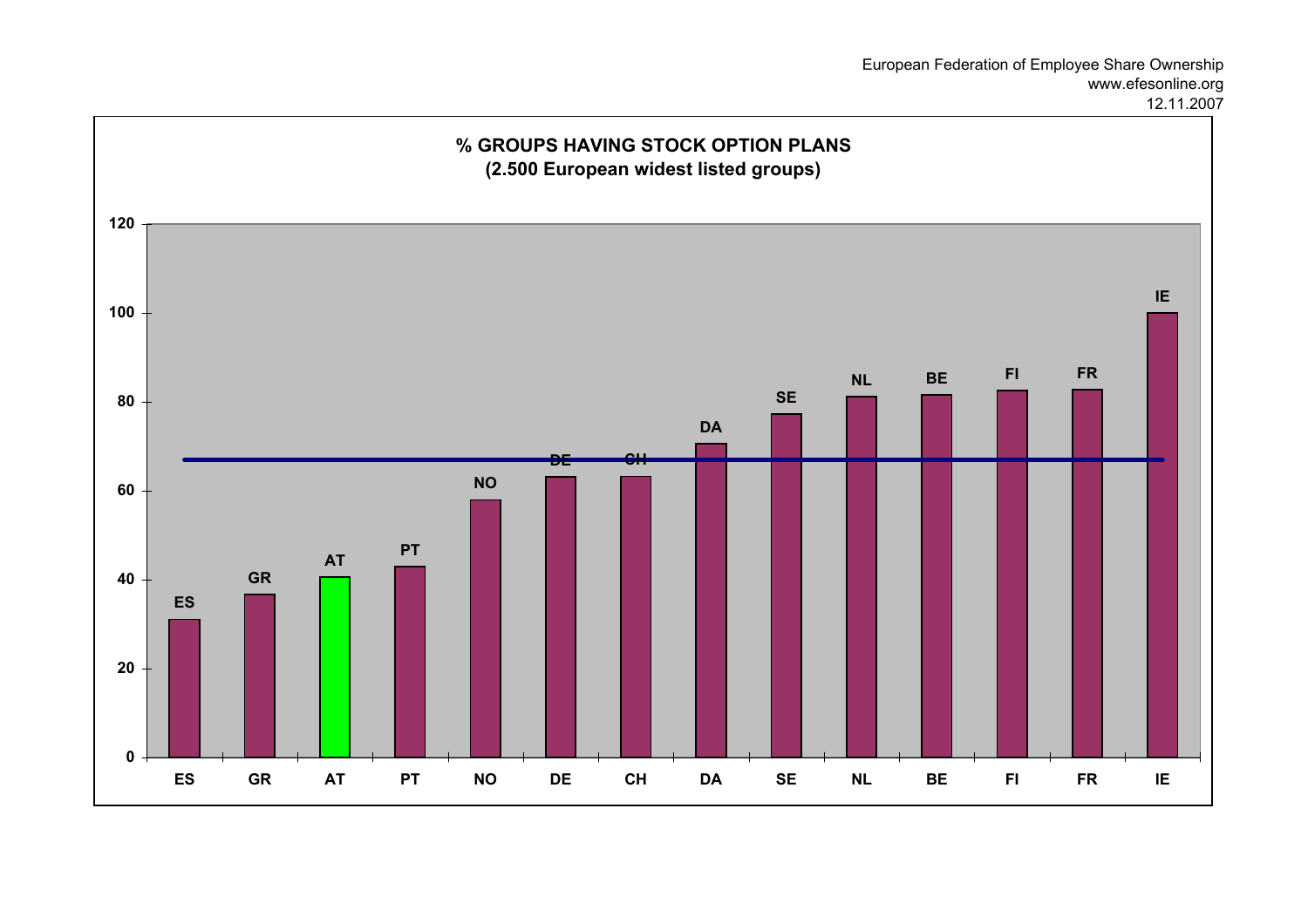European Federation of Employee Share Ownership
www.efesonline.org
12.11.2007

**% GROUPS HAVING STOCK OPTION PLANS**
**(2.500 European widest listed groups)**

120
100
80
60
40
20
0

ES GR AT PT NO DE CH DA SE NL BE FI FR IE